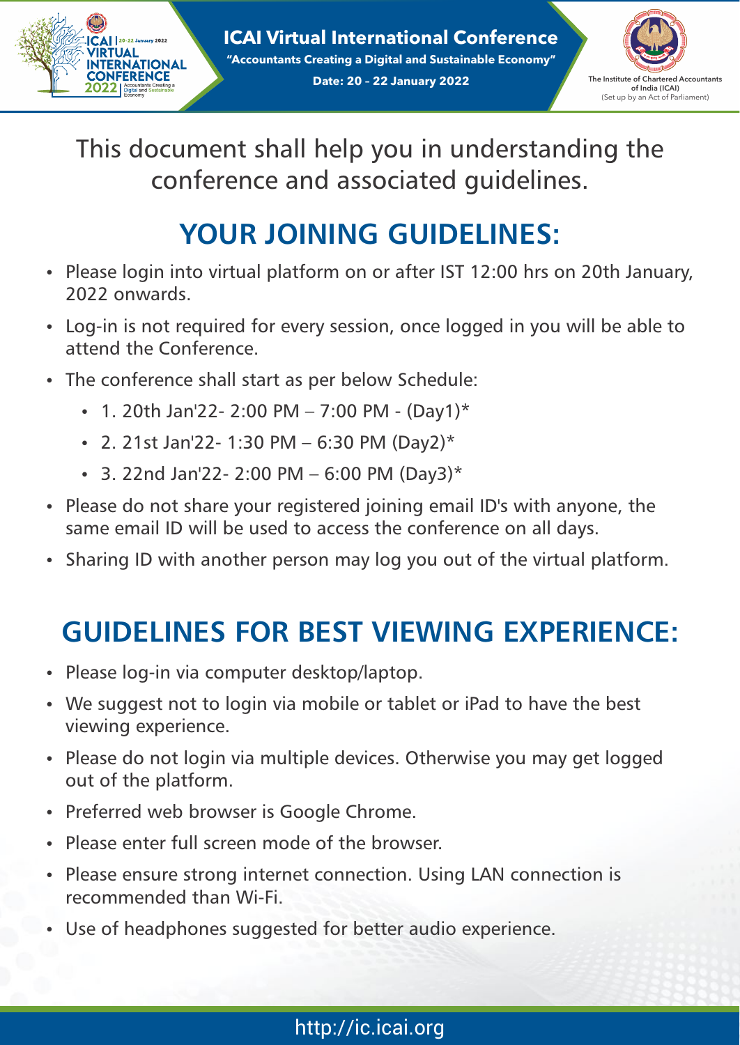# ICAI Virtual International Conference

**"Accountants Creating a Digital and Sustainable Economy"**

**Date: 20 - 22 January 2022**

The Institute of Chartered Accountants of India (ICAI)
(Set up by an Act of Parliament)

This document shall help you in understanding the conference and associated guidelines.

## YOUR JOINING GUIDELINES:

- Please login into virtual platform on or after IST 12:00 hrs on 20th January, 2022 onwards.
- Log-in is not required for every session, once logged in you will be able to attend the Conference.
- The conference shall start as per below Schedule:
  - 1. 20th Jan'22- 2:00 PM – 7:00 PM - (Day1)*
  - 2. 21st Jan'22- 1:30 PM – 6:30 PM (Day2)*
  - 3. 22nd Jan'22- 2:00 PM – 6:00 PM (Day3)*
- Please do not share your registered joining email ID's with anyone, the same email ID will be used to access the conference on all days.
- Sharing ID with another person may log you out of the virtual platform.

## GUIDELINES FOR BEST VIEWING EXPERIENCE:

- Please log-in via computer desktop/laptop.
- We suggest not to login via mobile or tablet or iPad to have the best viewing experience.
- Please do not login via multiple devices. Otherwise you may get logged out of the platform.
- Preferred web browser is Google Chrome.
- Please enter full screen mode of the browser.
- Please ensure strong internet connection. Using LAN connection is recommended than Wi-Fi.
- Use of headphones suggested for better audio experience.

http://ic.icai.org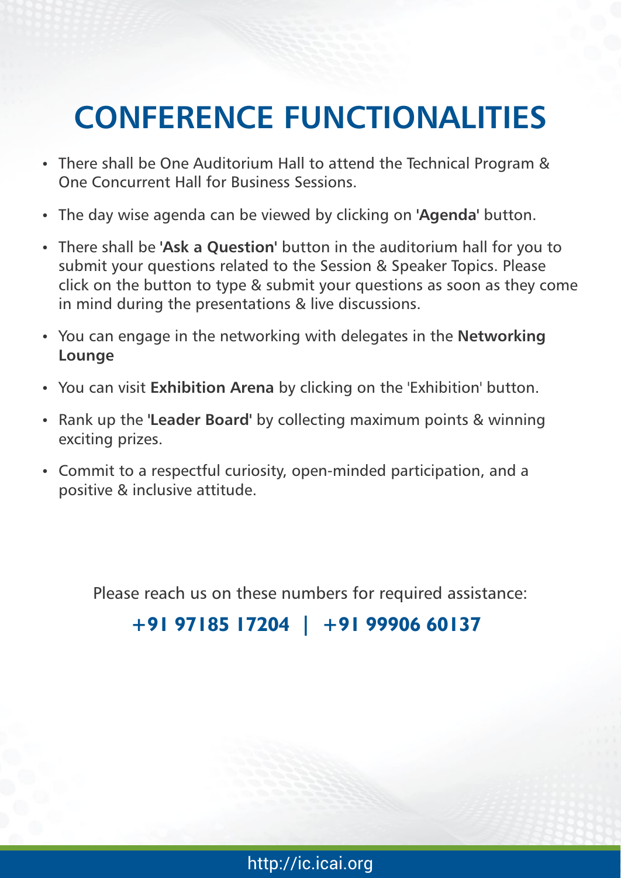# CONFERENCE FUNCTIONALITIES

- There shall be One Auditorium Hall to attend the Technical Program & One Concurrent Hall for Business Sessions.
- The day wise agenda can be viewed by clicking on **'Agenda'** button.
- There shall be **'Ask a Question'** button in the auditorium hall for you to submit your questions related to the Session & Speaker Topics. Please click on the button to type & submit your questions as soon as they come in mind during the presentations & live discussions.
- You can engage in the networking with delegates in the **Networking Lounge**
- You can visit **Exhibition Arena** by clicking on the 'Exhibition' button.
- Rank up the **'Leader Board'** by collecting maximum points & winning exciting prizes.
- Commit to a respectful curiosity, open-minded participation, and a positive & inclusive attitude.

Please reach us on these numbers for required assistance:

**+91 97185 17204 | +91 99906 60137**

http://ic.icai.org